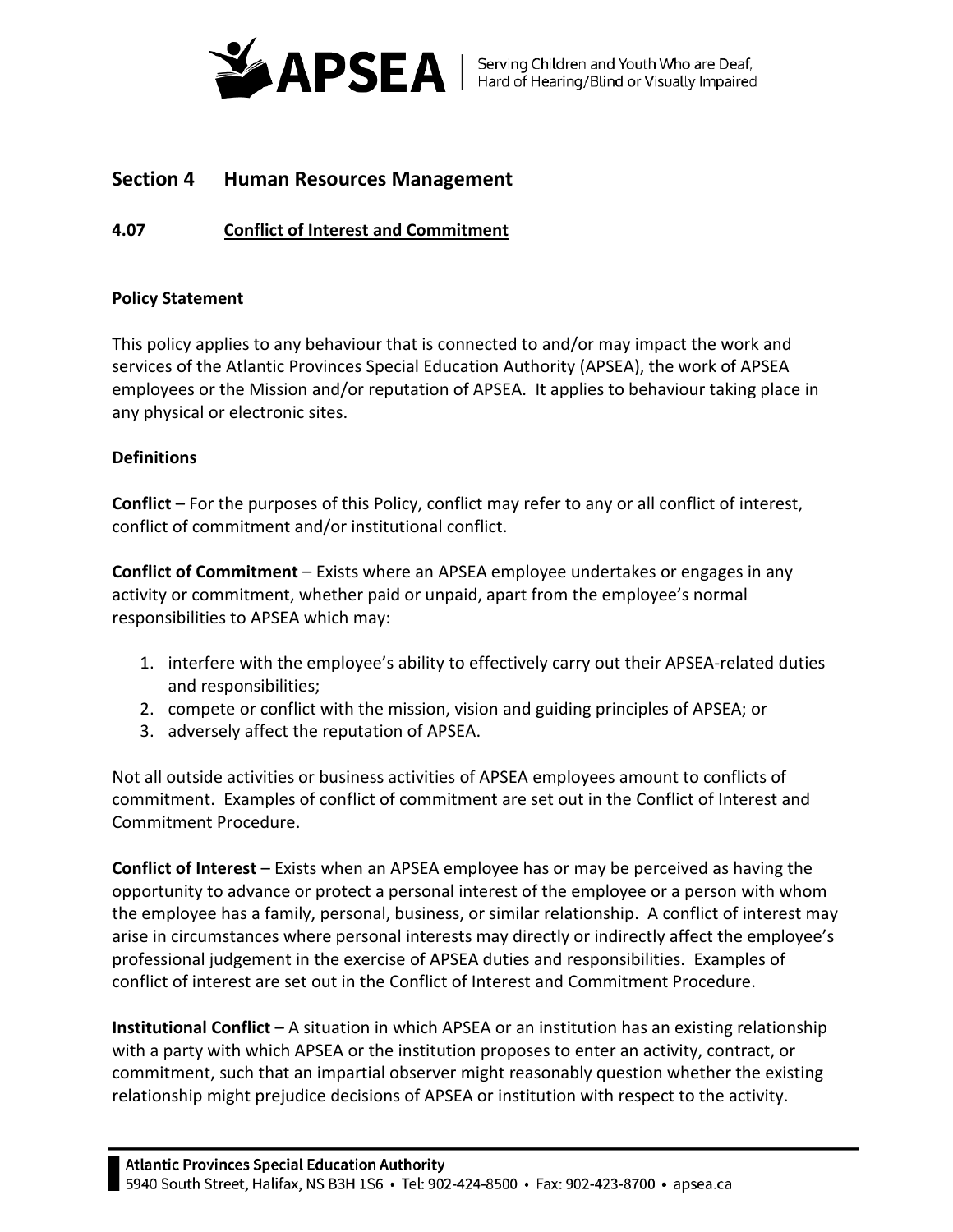## Section 4 Human Resources Management

### 4.07 Conflict of Interest and Commitment

**Policy Statement**

This policy applies to any behaviour that is connected to and/or may impact the work and services of the Atlantic Provinces Special Education Authority (APSEA), the work of APSEA employees or the Mission and/or reputation of APSEA. It applies to behaviour taking place in any physical or electronic sites.

**Definitions**

**Conflict** – For the purposes of this Policy, conflict may refer to any or all conflict of interest, conflict of commitment and/or institutional conflict.

**Conflict of Commitment** – Exists where an APSEA employee undertakes or engages in any activity or commitment, whether paid or unpaid, apart from the employee's normal responsibilities to APSEA which may:

1. interfere with the employee's ability to effectively carry out their APSEA-related duties and responsibilities;
2. compete or conflict with the mission, vision and guiding principles of APSEA; or
3. adversely affect the reputation of APSEA.

Not all outside activities or business activities of APSEA employees amount to conflicts of commitment. Examples of conflict of commitment are set out in the Conflict of Interest and Commitment Procedure.

**Conflict of Interest** – Exists when an APSEA employee has or may be perceived as having the opportunity to advance or protect a personal interest of the employee or a person with whom the employee has a family, personal, business, or similar relationship. A conflict of interest may arise in circumstances where personal interests may directly or indirectly affect the employee's professional judgement in the exercise of APSEA duties and responsibilities. Examples of conflict of interest are set out in the Conflict of Interest and Commitment Procedure.

**Institutional Conflict** – A situation in which APSEA or an institution has an existing relationship with a party with which APSEA or the institution proposes to enter an activity, contract, or commitment, such that an impartial observer might reasonably question whether the existing relationship might prejudice decisions of APSEA or institution with respect to the activity.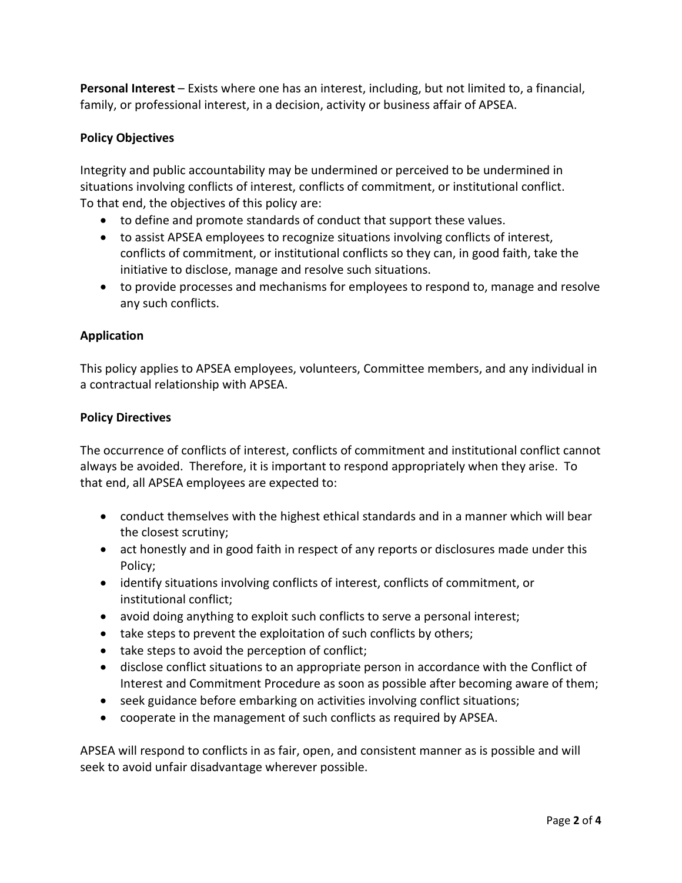**Personal Interest** – Exists where one has an interest, including, but not limited to, a financial, family, or professional interest, in a decision, activity or business affair of APSEA.

## Policy Objectives

Integrity and public accountability may be undermined or perceived to be undermined in situations involving conflicts of interest, conflicts of commitment, or institutional conflict. To that end, the objectives of this policy are:

- to define and promote standards of conduct that support these values.
- to assist APSEA employees to recognize situations involving conflicts of interest, conflicts of commitment, or institutional conflicts so they can, in good faith, take the initiative to disclose, manage and resolve such situations.
- to provide processes and mechanisms for employees to respond to, manage and resolve any such conflicts.

## Application

This policy applies to APSEA employees, volunteers, Committee members, and any individual in a contractual relationship with APSEA.

## Policy Directives

The occurrence of conflicts of interest, conflicts of commitment and institutional conflict cannot always be avoided. Therefore, it is important to respond appropriately when they arise. To that end, all APSEA employees are expected to:

- conduct themselves with the highest ethical standards and in a manner which will bear the closest scrutiny;
- act honestly and in good faith in respect of any reports or disclosures made under this Policy;
- identify situations involving conflicts of interest, conflicts of commitment, or institutional conflict;
- avoid doing anything to exploit such conflicts to serve a personal interest;
- take steps to prevent the exploitation of such conflicts by others;
- take steps to avoid the perception of conflict;
- disclose conflict situations to an appropriate person in accordance with the Conflict of Interest and Commitment Procedure as soon as possible after becoming aware of them;
- seek guidance before embarking on activities involving conflict situations;
- cooperate in the management of such conflicts as required by APSEA.

APSEA will respond to conflicts in as fair, open, and consistent manner as is possible and will seek to avoid unfair disadvantage wherever possible.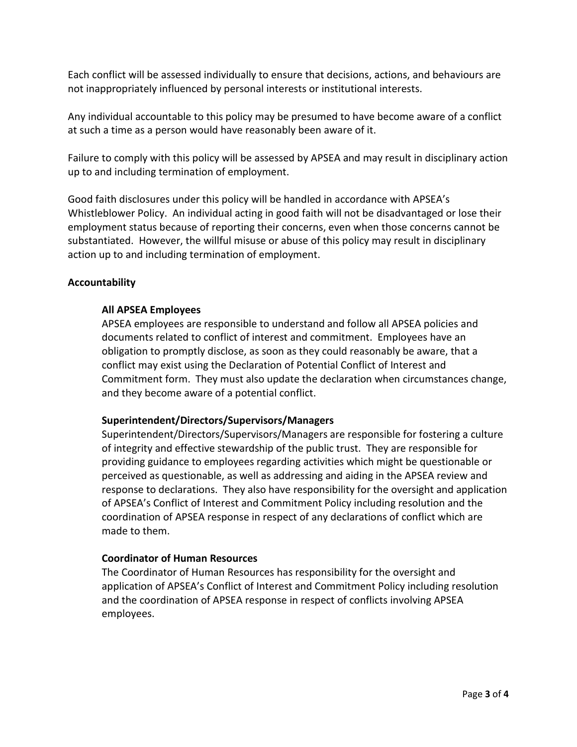Each conflict will be assessed individually to ensure that decisions, actions, and behaviours are not inappropriately influenced by personal interests or institutional interests.

Any individual accountable to this policy may be presumed to have become aware of a conflict at such a time as a person would have reasonably been aware of it.

Failure to comply with this policy will be assessed by APSEA and may result in disciplinary action up to and including termination of employment.

Good faith disclosures under this policy will be handled in accordance with APSEA's Whistleblower Policy. An individual acting in good faith will not be disadvantaged or lose their employment status because of reporting their concerns, even when those concerns cannot be substantiated. However, the willful misuse or abuse of this policy may result in disciplinary action up to and including termination of employment.

## Accountability

### All APSEA Employees

APSEA employees are responsible to understand and follow all APSEA policies and documents related to conflict of interest and commitment. Employees have an obligation to promptly disclose, as soon as they could reasonably be aware, that a conflict may exist using the Declaration of Potential Conflict of Interest and Commitment form. They must also update the declaration when circumstances change, and they become aware of a potential conflict.

### Superintendent/Directors/Supervisors/Managers

Superintendent/Directors/Supervisors/Managers are responsible for fostering a culture of integrity and effective stewardship of the public trust. They are responsible for providing guidance to employees regarding activities which might be questionable or perceived as questionable, as well as addressing and aiding in the APSEA review and response to declarations. They also have responsibility for the oversight and application of APSEA's Conflict of Interest and Commitment Policy including resolution and the coordination of APSEA response in respect of any declarations of conflict which are made to them.

### Coordinator of Human Resources

The Coordinator of Human Resources has responsibility for the oversight and application of APSEA's Conflict of Interest and Commitment Policy including resolution and the coordination of APSEA response in respect of conflicts involving APSEA employees.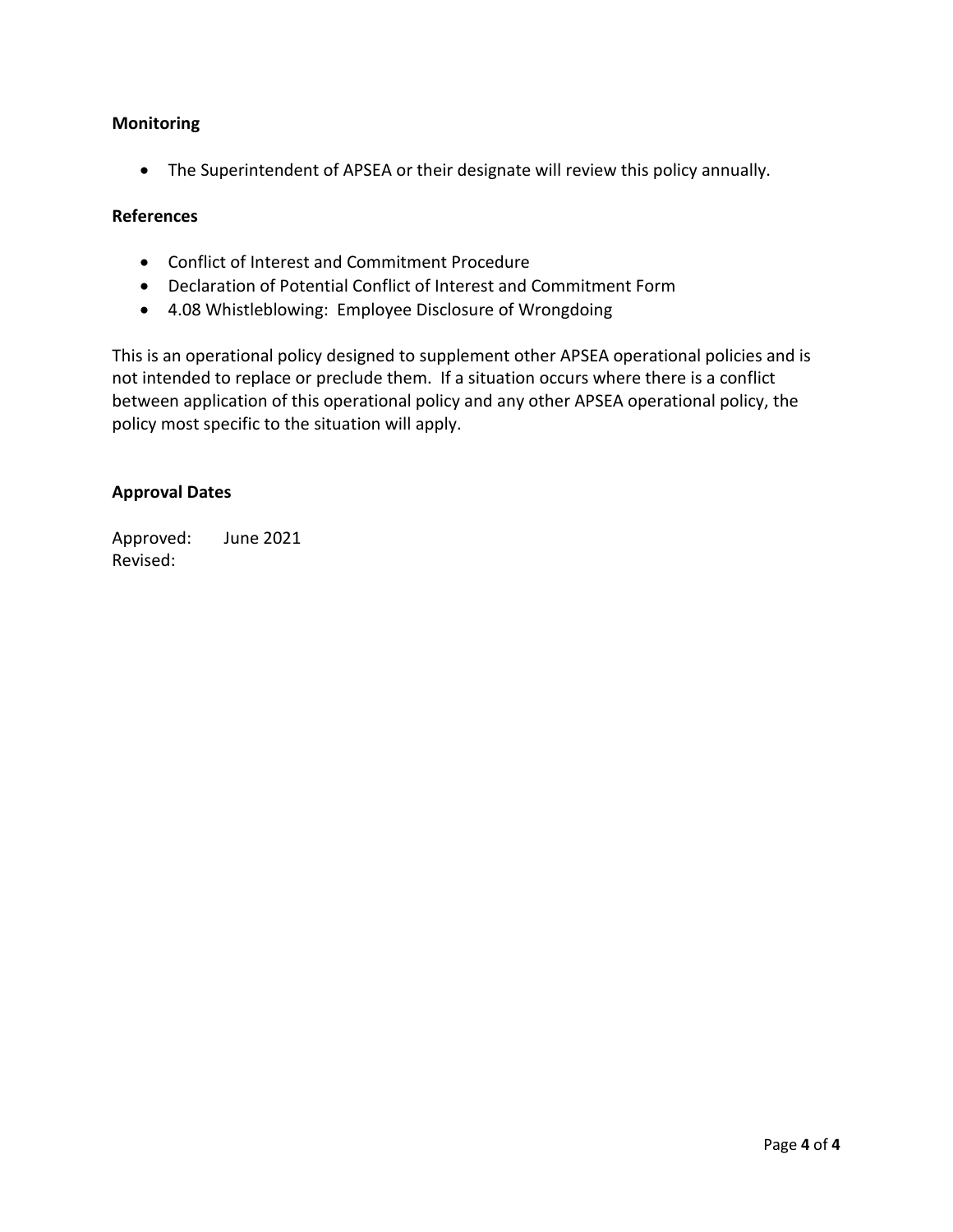**Monitoring**

- The Superintendent of APSEA or their designate will review this policy annually.

**References**

- Conflict of Interest and Commitment Procedure
- Declaration of Potential Conflict of Interest and Commitment Form
- 4.08 Whistleblowing: Employee Disclosure of Wrongdoing

This is an operational policy designed to supplement other APSEA operational policies and is not intended to replace or preclude them. If a situation occurs where there is a conflict between application of this operational policy and any other APSEA operational policy, the policy most specific to the situation will apply.

**Approval Dates**

Approved: June 2021
Revised: